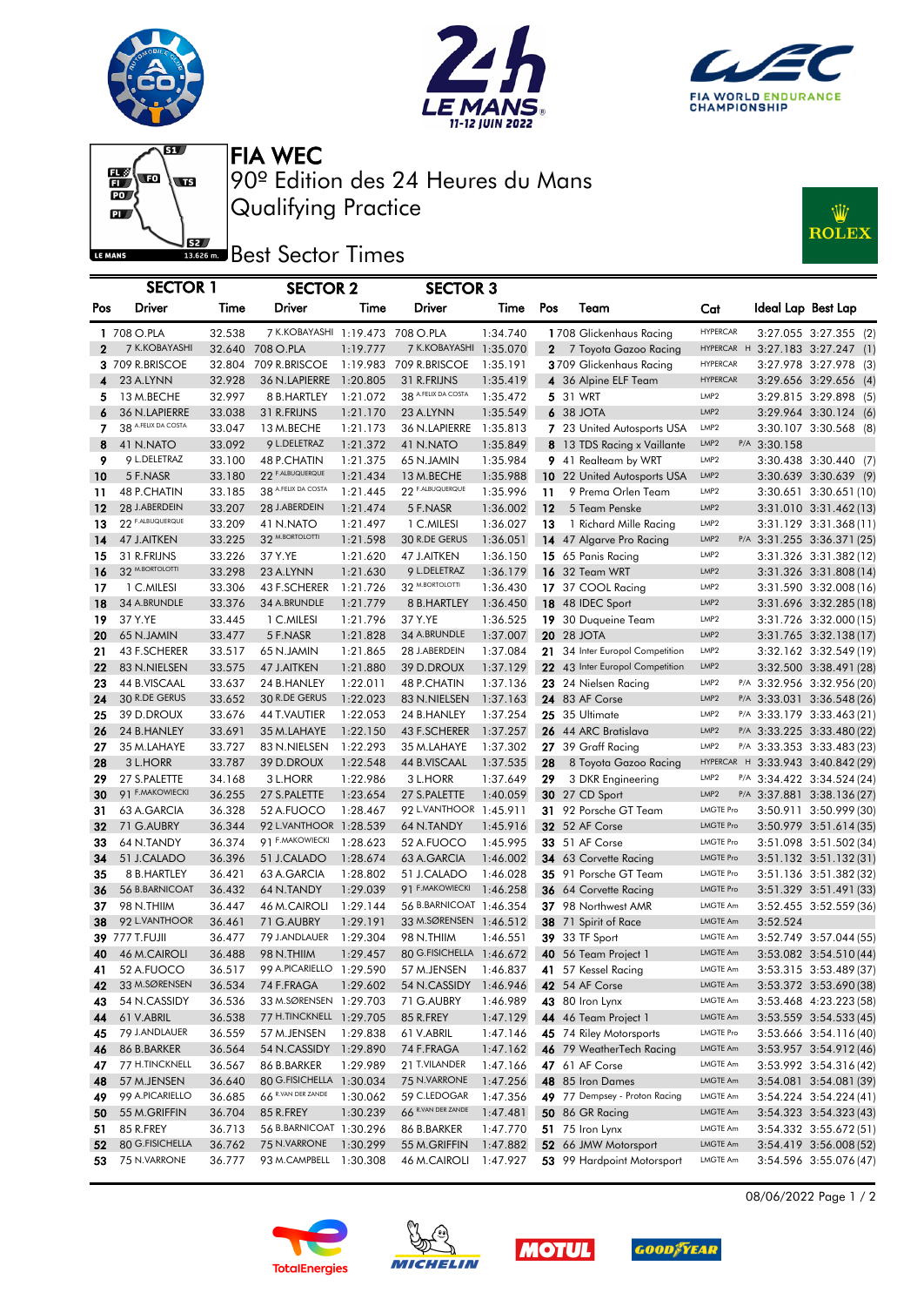# FIA WEC

## 90º Edition des 24 Heures du Mans

## Qualifying Practice

## Best Sector Times

| Pos | SECTOR 1 Driver | Time | SECTOR 2 Driver | Time | SECTOR 3 Driver | Time | Pos | Team | Cat | Ideal Lap | Best Lap |
|---|---|---|---|---|---|---|---|---|---|---|---|
| 1 | 708 O.PLA | 32.538 | 7 K.KOBAYASHI | 1:19.473 | 708 O.PLA | 1:34.740 | 1 | 708 Glickenhaus Racing | HYPERCAR | 3:27.055 | 3:27.355 (2) |
| 2 | 7 K.KOBAYASHI | 32.640 | 708 O.PLA | 1:19.777 | 7 K.KOBAYASHI | 1:35.070 | 2 | 7 Toyota Gazoo Racing | HYPERCAR H | 3:27.183 | 3:27.247 (1) |
| 3 | 709 R.BRISCOE | 32.804 | 709 R.BRISCOE | 1:19.983 | 709 R.BRISCOE | 1:35.191 | 3 | 709 Glickenhaus Racing | HYPERCAR | 3:27.978 | 3:27.978 (3) |
| 4 | 23 A.LYNN | 32.928 | 36 N.LAPIERRE | 1:20.805 | 31 R.FRIJNS | 1:35.419 | 4 | 36 Alpine ELF Team | HYPERCAR | 3:29.656 | 3:29.656 (4) |
| 5 | 13 M.BECHE | 32.997 | 8 B.HARTLEY | 1:21.072 | 38 A.FELIX DA COSTA | 1:35.472 | 5 | 31 WRT | LMP2 | 3:29.815 | 3:29.898 (5) |
| 6 | 36 N.LAPIERRE | 33.038 | 31 R.FRIJNS | 1:21.170 | 23 A.LYNN | 1:35.549 | 6 | 38 JOTA | LMP2 | 3:29.964 | 3:30.124 (6) |
| 7 | 38 A.FELIX DA COSTA | 33.047 | 13 M.BECHE | 1:21.173 | 36 N.LAPIERRE | 1:35.813 | 7 | 23 United Autosports USA | LMP2 | 3:30.107 | 3:30.568 (8) |
| 8 | 41 N.NATO | 33.092 | 9 L.DELETRAZ | 1:21.372 | 41 N.NATO | 1:35.849 | 8 | 13 TDS Racing x Vaillante | LMP2 P/A | 3:30.158 | |
| 9 | 9 L.DELETRAZ | 33.100 | 48 P.CHATIN | 1:21.375 | 65 N.JAMIN | 1:35.984 | 9 | 41 Realteam by WRT | LMP2 | 3:30.438 | 3:30.440 (7) |
| 10 | 5 F.NASR | 33.180 | 22 F.ALBUQUERQUE | 1:21.434 | 13 M.BECHE | 1:35.988 | 10 | 22 United Autosports USA | LMP2 | 3:30.639 | 3:30.639 (9) |
| 11 | 48 P.CHATIN | 33.185 | 38 A.FELIX DA COSTA | 1:21.445 | 22 F.ALBUQUERQUE | 1:35.996 | 11 | 9 Prema Orlen Team | LMP2 | 3:30.651 | 3:30.651 (10) |
| 12 | 28 J.ABERDEIN | 33.207 | 28 J.ABERDEIN | 1:21.474 | 5 F.NASR | 1:36.002 | 12 | 5 Team Penske | LMP2 | 3:31.010 | 3:31.462 (13) |
| 13 | 22 F.ALBUQUERQUE | 33.209 | 41 N.NATO | 1:21.497 | 1 C.MILESI | 1:36.027 | 13 | 1 Richard Mille Racing | LMP2 | 3:31.129 | 3:31.368 (11) |
| 14 | 47 J.AITKEN | 33.225 | 32 M.BORTOLOTTI | 1:21.598 | 30 R.DE GERUS | 1:36.051 | 14 | 47 Algarve Pro Racing | LMP2 P/A | 3:31.255 | 3:36.371 (25) |
| 15 | 31 R.FRIJNS | 33.226 | 37 Y.YE | 1:21.620 | 47 J.AITKEN | 1:36.150 | 15 | 65 Panis Racing | LMP2 | 3:31.326 | 3:31.382 (12) |
| 16 | 32 M.BORTOLOTTI | 33.298 | 23 A.LYNN | 1:21.630 | 9 L.DELETRAZ | 1:36.179 | 16 | 32 Team WRT | LMP2 | 3:31.326 | 3:31.808 (14) |
| 17 | 1 C.MILESI | 33.306 | 43 F.SCHERER | 1:21.726 | 32 M.BORTOLOTTI | 1:36.430 | 17 | 37 COOL Racing | LMP2 | 3:31.590 | 3:32.008 (16) |
| 18 | 34 A.BRUNDLE | 33.376 | 34 A.BRUNDLE | 1:21.779 | 8 B.HARTLEY | 1:36.450 | 18 | 48 IDEC Sport | LMP2 | 3:31.696 | 3:32.285 (18) |
| 19 | 37 Y.YE | 33.445 | 1 C.MILESI | 1:21.796 | 37 Y.YE | 1:36.525 | 19 | 30 Duqueine Team | LMP2 | 3:31.726 | 3:32.000 (15) |
| 20 | 65 N.JAMIN | 33.477 | 5 F.NASR | 1:21.828 | 34 A.BRUNDLE | 1:37.007 | 20 | 28 JOTA | LMP2 | 3:31.765 | 3:32.138 (17) |
| 21 | 43 F.SCHERER | 33.517 | 65 N.JAMIN | 1:21.865 | 28 J.ABERDEIN | 1:37.084 | 21 | 34 Inter Europol Competition | LMP2 | 3:32.162 | 3:32.549 (19) |
| 22 | 83 N.NIELSEN | 33.575 | 47 J.AITKEN | 1:21.880 | 39 D.DROUX | 1:37.129 | 22 | 43 Inter Europol Competition | LMP2 | 3:32.500 | 3:38.491 (28) |
| 23 | 44 B.VISCAAL | 33.637 | 24 B.HANLEY | 1:22.011 | 48 P.CHATIN | 1:37.136 | 23 | 24 Nielsen Racing | LMP2 P/A | 3:32.956 | 3:32.956 (20) |
| 24 | 30 R.DE GERUS | 33.652 | 30 R.DE GERUS | 1:22.023 | 83 N.NIELSEN | 1:37.163 | 24 | 83 AF Corse | LMP2 P/A | 3:33.031 | 3:36.548 (26) |
| 25 | 39 D.DROUX | 33.676 | 44 T.VAUTIER | 1:22.053 | 24 B.HANLEY | 1:37.254 | 25 | 35 Ultimate | LMP2 P/A | 3:33.179 | 3:33.463 (21) |
| 26 | 24 B.HANLEY | 33.691 | 35 M.LAHAYE | 1:22.150 | 43 F.SCHERER | 1:37.257 | 26 | 44 ARC Bratislava | LMP2 P/A | 3:33.225 | 3:33.480 (22) |
| 27 | 35 M.LAHAYE | 33.727 | 83 N.NIELSEN | 1:22.293 | 35 M.LAHAYE | 1:37.302 | 27 | 39 Graff Racing | LMP2 P/A | 3:33.353 | 3:33.483 (23) |
| 28 | 13 L.HORR | 33.787 | 39 D.DROUX | 1:22.548 | 44 B.VISCAAL | 1:37.535 | 28 | 8 Toyota Gazoo Racing | HYPERCAR H | 3:33.943 | 3:40.842 (29) |
| 29 | 27 S.PALETTE | 34.168 | 3 L.HORR | 1:22.986 | 3 L.HORR | 1:37.649 | 29 | 3 DKR Engineering | LMP2 P/A | 3:34.422 | 3:34.524 (24) |
| 30 | 91 F.MAKOWIECKI | 36.255 | 27 S.PALETTE | 1:23.654 | 27 S.PALETTE | 1:40.059 | 30 | 27 CD Sport | LMP2 P/A | 3:37.881 | 3:38.136 (27) |
| 31 | 63 A.GARCIA | 36.328 | 52 A.FUOCO | 1:28.467 | 92 L.VANTHOOR | 1:45.911 | 31 | 92 Porsche GT Team | LMGTE Pro | 3:50.911 | 3:50.999 (30) |
| 32 | 71 G.AUBRY | 36.344 | 92 L.VANTHOOR | 1:28.539 | 64 N.TANDY | 1:45.916 | 32 | 52 AF Corse | LMGTE Pro | 3:50.979 | 3:51.614 (35) |
| 33 | 64 N.TANDY | 36.374 | 91 F.MAKOWIECKI | 1:28.623 | 52 A.FUOCO | 1:45.995 | 33 | 51 AF Corse | LMGTE Pro | 3:51.098 | 3:51.502 (34) |
| 34 | 51 J.CALADO | 36.396 | 51 J.CALADO | 1:28.674 | 63 A.GARCIA | 1:46.002 | 34 | 63 Corvette Racing | LMGTE Pro | 3:51.132 | 3:51.132 (31) |
| 35 | 8 B.HARTLEY | 36.421 | 63 A.GARCIA | 1:28.802 | 51 J.CALADO | 1:46.028 | 35 | 91 Porsche GT Team | LMGTE Pro | 3:51.136 | 3:51.382 (32) |
| 36 | 56 B.BARNICOAT | 36.432 | 64 N.TANDY | 1:29.039 | 91 F.MAKOWIECKI | 1:46.258 | 36 | 64 Corvette Racing | LMGTE Pro | 3:51.329 | 3:51.491 (33) |
| 37 | 98 N.THIIM | 36.447 | 46 M.CAIROLI | 1:29.144 | 56 B.BARNICOAT | 1:46.354 | 37 | 98 Northwest AMR | LMGTE Am | 3:52.455 | 3:52.559 (36) |
| 38 | 92 L.VANTHOOR | 36.461 | 71 G.AUBRY | 1:29.191 | 33 M.SØRENSEN | 1:46.512 | 38 | 71 Spirit of Race | LMGTE Am | 3:52.524 | |
| 39 | 777 T.FUJII | 36.477 | 79 J.ANDLAUER | 1:29.304 | 98 N.THIIM | 1:46.551 | 39 | 33 TF Sport | LMGTE Am | 3:52.749 | 3:57.044 (55) |
| 40 | 46 M.CAIROLI | 36.488 | 98 N.THIIM | 1:29.457 | 80 G.FISICHELLA | 1:46.672 | 40 | 56 Team Project 1 | LMGTE Am | 3:53.082 | 3:54.510 (44) |
| 41 | 52 A.FUOCO | 36.517 | 99 A.PICARIELLO | 1:29.590 | 57 M.JENSEN | 1:46.837 | 41 | 57 Kessel Racing | LMGTE Am | 3:53.315 | 3:53.489 (37) |
| 42 | 33 M.SØRENSEN | 36.534 | 74 F.FRAGA | 1:29.602 | 54 N.CASSIDY | 1:46.946 | 42 | 54 AF Corse | LMGTE Am | 3:53.372 | 3:53.690 (38) |
| 43 | 54 N.CASSIDY | 36.536 | 33 M.SØRENSEN | 1:29.703 | 71 G.AUBRY | 1:46.989 | 43 | 80 Iron Lynx | LMGTE Am | 3:53.468 | 4:23.223 (58) |
| 44 | 61 V.ABRIL | 36.538 | 77 H.TINCKNELL | 1:29.705 | 85 R.FREY | 1:47.129 | 44 | 46 Team Project 1 | LMGTE Am | 3:53.559 | 3:54.533 (45) |
| 45 | 79 J.ANDLAUER | 36.559 | 57 M.JENSEN | 1:29.838 | 61 V.ABRIL | 1:47.146 | 45 | 74 Riley Motorsports | LMGTE Pro | 3:53.666 | 3:54.116 (40) |
| 46 | 86 B.BARKER | 36.564 | 54 N.CASSIDY | 1:29.890 | 74 F.FRAGA | 1:47.162 | 46 | 79 WeatherTech Racing | LMGTE Am | 3:53.957 | 3:54.912 (46) |
| 47 | 77 H.TINCKNELL | 36.567 | 86 B.BARKER | 1:29.989 | 21 T.VILANDER | 1:47.166 | 47 | 61 AF Corse | LMGTE Am | 3:53.992 | 3:54.316 (42) |
| 48 | 57 M.JENSEN | 36.640 | 80 G.FISICHELLA | 1:30.034 | 75 N.VARRONE | 1:47.256 | 48 | 85 Iron Dames | LMGTE Am | 3:54.081 | 3:54.081 (39) |
| 49 | 99 A.PICARIELLO | 36.685 | 66 R.VAN DER ZANDE | 1:30.062 | 59 C.LEDOGAR | 1:47.356 | 49 | 77 Dempsey - Proton Racing | LMGTE Am | 3:54.224 | 3:54.224 (41) |
| 50 | 55 M.GRIFFIN | 36.704 | 85 R.FREY | 1:30.239 | 66 R.VAN DER ZANDE | 1:47.481 | 50 | 86 GR Racing | LMGTE Am | 3:54.323 | 3:54.323 (43) |
| 51 | 85 R.FREY | 36.713 | 56 B.BARNICOAT | 1:30.296 | 86 B.BARKER | 1:47.770 | 51 | 75 Iron Lynx | LMGTE Am | 3:54.332 | 3:55.672 (51) |
| 52 | 80 G.FISICHELLA | 36.762 | 75 N.VARRONE | 1:30.299 | 55 M.GRIFFIN | 1:47.882 | 52 | 66 JMW Motorsport | LMGTE Am | 3:54.419 | 3:56.008 (52) |
| 53 | 75 N.VARRONE | 36.777 | 93 M.CAMPBELL | 1:30.308 | 46 M.CAIROLI | 1:47.927 | 53 | 99 Hardpoint Motorsport | LMGTE Am | 3:54.596 | 3:55.076 (47) |

08/06/2022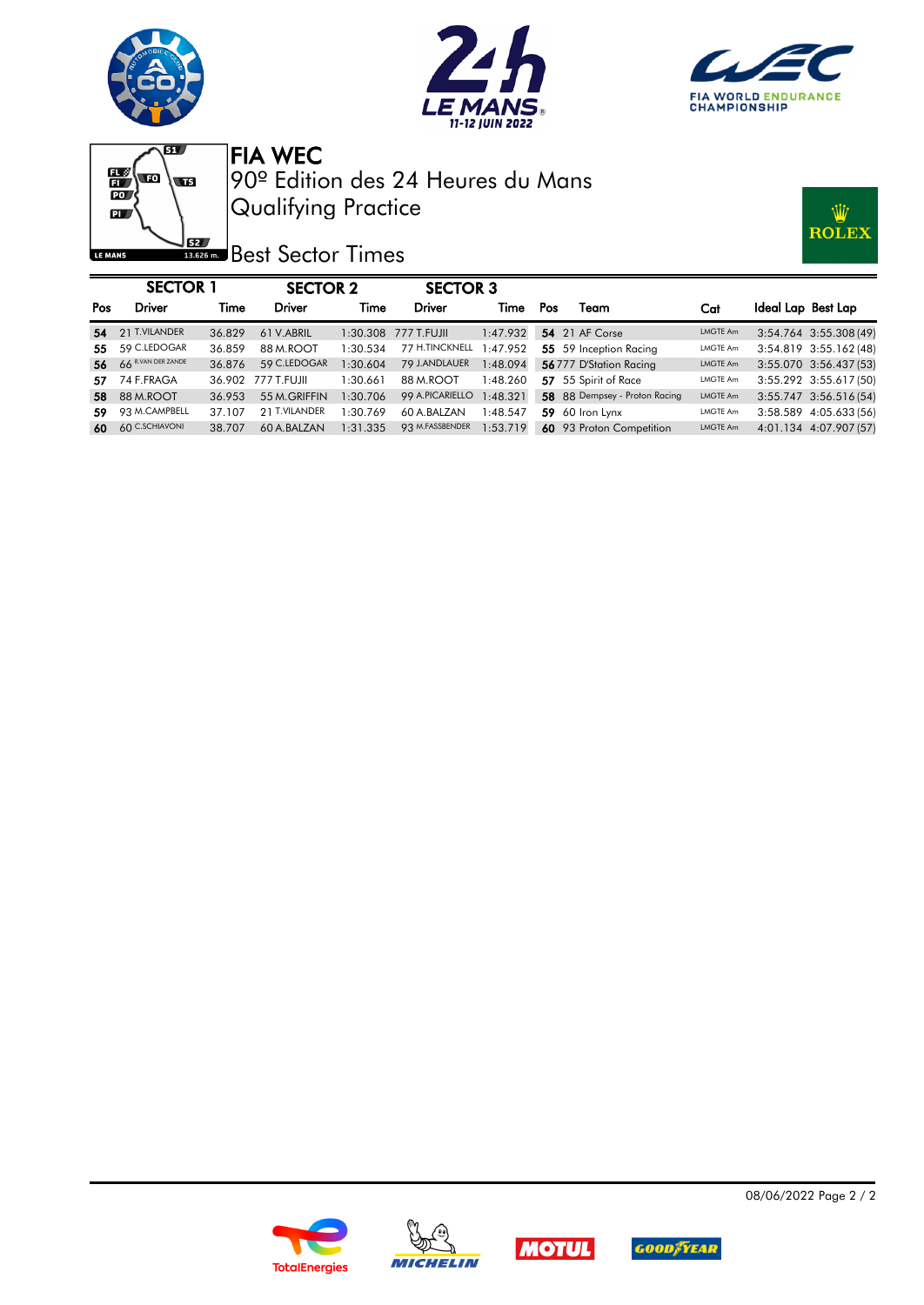# FIA WEC

90º Edition des 24 Heures du Mans

Qualifying Practice

Best Sector Times

| | SECTOR 1 | | SECTOR 2 | | SECTOR 3 | | | | | | |
|---|---|---|---|---|---|---|---|---|---|---|---|
| Pos | Driver | Time | Driver | Time | Driver | Time | Pos | Team | Cat | Ideal Lap | Best Lap |
| **54** | 21 T.VILANDER | 36.829 | 61 V.ABRIL | 1:30.308 | 777 T.FUJII | 1:47.932 | **54** | 21 AF Corse | LMGTE Am | 3:54.764 | 3:55.308 (49) |
| **55** | 59 C.LEDOGAR | 36.859 | 88 M.ROOT | 1:30.534 | 77 H.TINCKNELL | 1:47.952 | **55** | 59 Inception Racing | LMGTE Am | 3:54.819 | 3:55.162 (48) |
| **56** | 66 R.VAN DER ZANDE | 36.876 | 59 C.LEDOGAR | 1:30.604 | 79 J.ANDLAUER | 1:48.094 | **56** | 777 D'Station Racing | LMGTE Am | 3:55.070 | 3:56.437 (53) |
| **57** | 74 F.FRAGA | 36.902 | 777 T.FUJII | 1:30.661 | 88 M.ROOT | 1:48.260 | **57** | 55 Spirit of Race | LMGTE Am | 3:55.292 | 3:55.617 (50) |
| **58** | 88 M.ROOT | 36.953 | 55 M.GRIFFIN | 1:30.706 | 99 A.PICARIELLO | 1:48.321 | **58** | 88 Dempsey - Proton Racing | LMGTE Am | 3:55.747 | 3:56.516 (54) |
| **59** | 93 M.CAMPBELL | 37.107 | 21 T.VILANDER | 1:30.769 | 60 A.BALZAN | 1:48.547 | **59** | 60 Iron Lynx | LMGTE Am | 3:58.589 | 4:05.633 (56) |
| **60** | 60 C.SCHIAVONI | 38.707 | 60 A.BALZAN | 1:31.335 | 93 M.FASSBENDER | 1:53.719 | **60** | 93 Proton Competition | LMGTE Am | 4:01.134 | 4:07.907 (57) |

08/06/2022